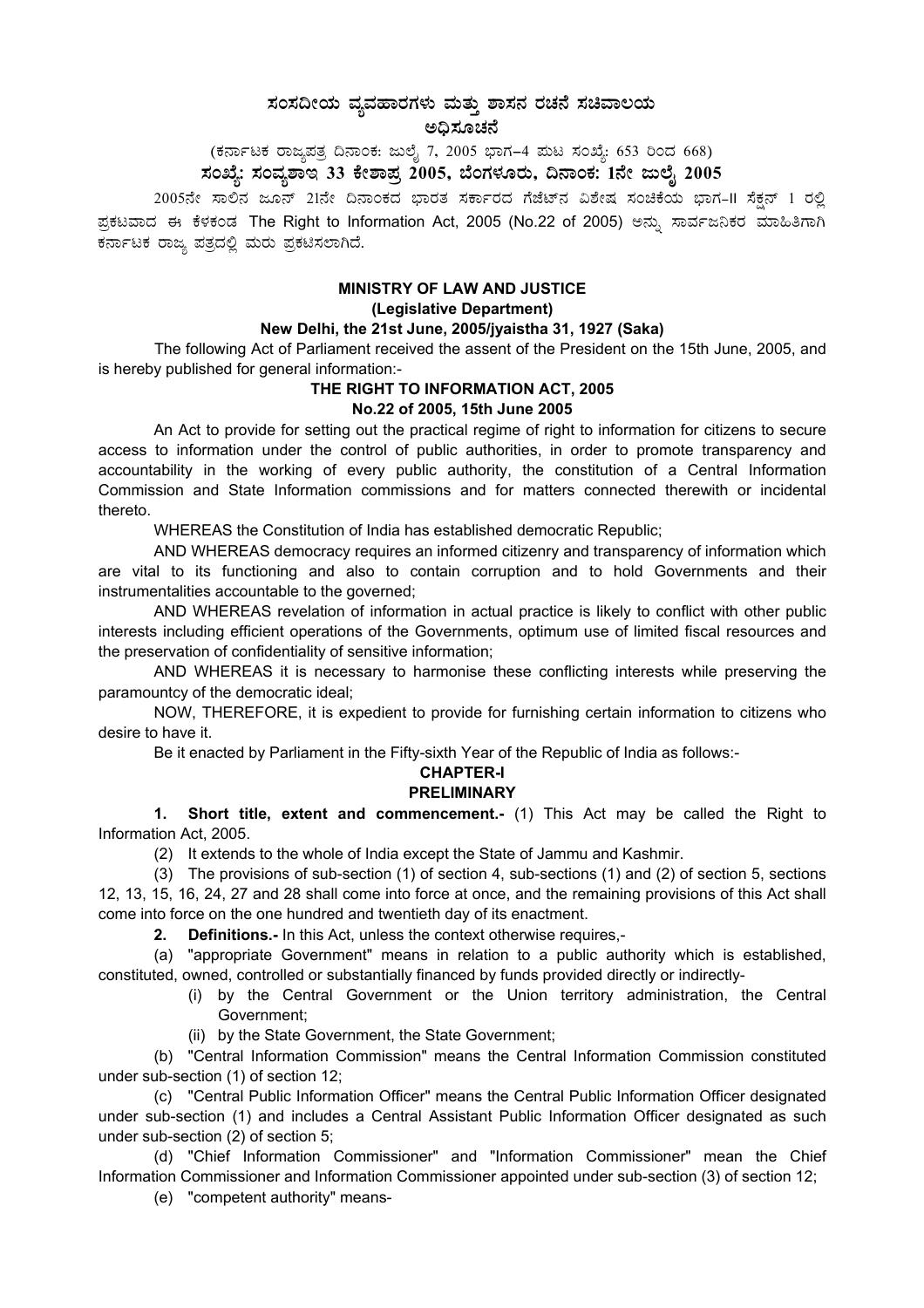# ಸಂಸದೀಯ ವ್ಯವಹಾರಗಳು ಮತ್ತು ಶಾಸನ ರಚನೆ ಸಚಿವಾಲಯ

## ಅಧಿಸೂಚನೆ

(ಕರ್ನಾಟಕ ರಾಜ್ಯಪತ್ರ ದಿನಾಂಕ: ಜುಲೈ 7, 2005 ಭಾಗ–4 ಪುಟ ಸಂಖ್ಯೆ: 653 ರಿಂದ 668)

**ಸಂಖ್ಯೆ: ಸಂವ್ಯಶಾಇ 33 ಕೇಶಾಪ್ರ 2005, ಬೆಂಗಳೂರು, ದಿನಾಂಕ: 1ನೇ ಜುಲೈ 2005**

2005ನೇ ಸಾಲಿನ ಜೂನ್ 21ನೇ ದಿನಾಂಕದ ಭಾರತ ಸರ್ಕಾರದ ಗೆಜೆಟ್‌ನ ವಿಶೇಷ ಸಂಚಿಕೆಯ ಭಾಗ-II ಸೆಕ್ಷನ್ 1 ರಲ್ಲಿ ಪ್ರಕಟವಾದ ಈ ಕೆಳಕಂಡ The Right to Information Act, 2005 (No.22 of 2005) ಅನ್ನು ಸಾರ್ವಜನಿಕರ ಮಾಹಿತಿಗಾಗಿ ಕರ್ನಾಟಕ ರಾಜ್ಯ ಪತ್ರದಲ್ಲಿ ಮರು ಪ್ರಕಟಿಸಲಾಗಿದೆ.

**MINISTRY OF LAW AND JUSTICE**

**(Legislative Department)**

**New Delhi, the 21st June, 2005/jyaistha 31, 1927 (Saka)**

The following Act of Parliament received the assent of the President on the 15th June, 2005, and is hereby published for general information:-

**THE RIGHT TO INFORMATION ACT, 2005**

**No.22 of 2005, 15th June 2005**

An Act to provide for setting out the practical regime of right to information for citizens to secure access to information under the control of public authorities, in order to promote transparency and accountability in the working of every public authority, the constitution of a Central Information Commission and State Information commissions and for matters connected therewith or incidental thereto.

WHEREAS the Constitution of India has established democratic Republic;

AND WHEREAS democracy requires an informed citizenry and transparency of information which are vital to its functioning and also to contain corruption and to hold Governments and their instrumentalities accountable to the governed;

AND WHEREAS revelation of information in actual practice is likely to conflict with other public interests including efficient operations of the Governments, optimum use of limited fiscal resources and the preservation of confidentiality of sensitive information;

AND WHEREAS it is necessary to harmonise these conflicting interests while preserving the paramountcy of the democratic ideal;

NOW, THEREFORE, it is expedient to provide for furnishing certain information to citizens who desire to have it.

Be it enacted by Parliament in the Fifty-sixth Year of the Republic of India as follows:-

**CHAPTER-I**

**PRELIMINARY**

**1. Short title, extent and commencement.-** (1) This Act may be called the Right to Information Act, 2005.

(2) It extends to the whole of India except the State of Jammu and Kashmir.

(3) The provisions of sub-section (1) of section 4, sub-sections (1) and (2) of section 5, sections 12, 13, 15, 16, 24, 27 and 28 shall come into force at once, and the remaining provisions of this Act shall come into force on the one hundred and twentieth day of its enactment.

**2. Definitions.-** In this Act, unless the context otherwise requires,-

(a) "appropriate Government" means in relation to a public authority which is established, constituted, owned, controlled or substantially financed by funds provided directly or indirectly-

- (i) by the Central Government or the Union territory administration, the Central Government;
- (ii) by the State Government, the State Government;

(b) "Central Information Commission" means the Central Information Commission constituted under sub-section (1) of section 12;

(c) "Central Public Information Officer" means the Central Public Information Officer designated under sub-section (1) and includes a Central Assistant Public Information Officer designated as such under sub-section (2) of section 5;

(d) "Chief Information Commissioner" and "Information Commissioner" mean the Chief Information Commissioner and Information Commissioner appointed under sub-section (3) of section 12;

(e) "competent authority" means-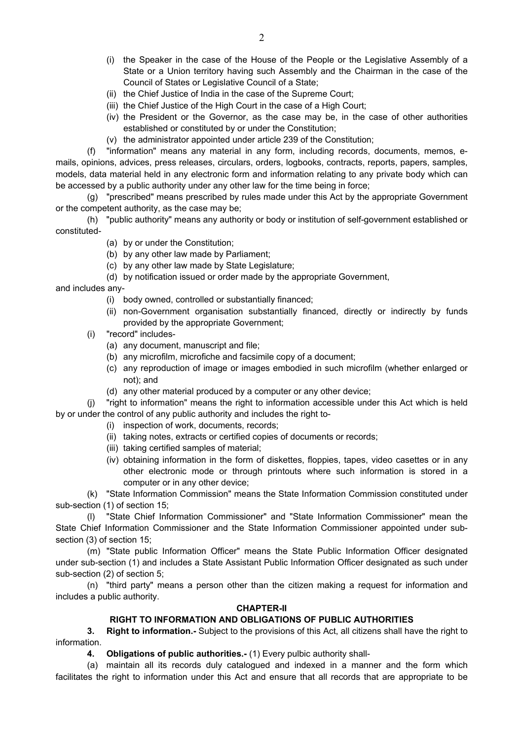(i) the Speaker in the case of the House of the People or the Legislative Assembly of a State or a Union territory having such Assembly and the Chairman in the case of the Council of States or Legislative Council of a State;

(ii) the Chief Justice of India in the case of the Supreme Court;

(iii) the Chief Justice of the High Court in the case of a High Court;

(iv) the President or the Governor, as the case may be, in the case of other authorities established or constituted by or under the Constitution;

(v) the administrator appointed under article 239 of the Constitution;

(f) "information" means any material in any form, including records, documents, memos, e-mails, opinions, advices, press releases, circulars, orders, logbooks, contracts, reports, papers, samples, models, data material held in any electronic form and information relating to any private body which can be accessed by a public authority under any other law for the time being in force;

(g) "prescribed" means prescribed by rules made under this Act by the appropriate Government or the competent authority, as the case may be;

(h) "public authority" means any authority or body or institution of self-government established or constituted-

(a) by or under the Constitution;

(b) by any other law made by Parliament;

(c) by any other law made by State Legislature;

(d) by notification issued or order made by the appropriate Government,

and includes any-

(i) body owned, controlled or substantially financed;

(ii) non-Government organisation substantially financed, directly or indirectly by funds provided by the appropriate Government;

(i) "record" includes-

(a) any document, manuscript and file;

(b) any microfilm, microfiche and facsimile copy of a document;

(c) any reproduction of image or images embodied in such microfilm (whether enlarged or not); and

(d) any other material produced by a computer or any other device;

(j) "right to information" means the right to information accessible under this Act which is held by or under the control of any public authority and includes the right to-

(i) inspection of work, documents, records;

(ii) taking notes, extracts or certified copies of documents or records;

(iii) taking certified samples of material;

(iv) obtaining information in the form of diskettes, floppies, tapes, video casettes or in any other electronic mode or through printouts where such information is stored in a computer or in any other device;

(k) "State Information Commission" means the State Information Commission constituted under sub-section (1) of section 15;

(l) "State Chief Information Commissioner" and "State Information Commissioner" mean the State Chief Information Commissioner and the State Information Commissioner appointed under sub-section (3) of section 15;

(m) "State public Information Officer" means the State Public Information Officer designated under sub-section (1) and includes a State Assistant Public Information Officer designated as such under sub-section (2) of section 5;

(n) "third party" means a person other than the citizen making a request for information and includes a public authority.

## CHAPTER-II

## RIGHT TO INFORMATION AND OBLIGATIONS OF PUBLIC AUTHORITIES

**3. Right to information.-** Subject to the provisions of this Act, all citizens shall have the right to information.

**4. Obligations of public authorities.-** (1) Every pulbic authority shall-

(a) maintain all its records duly catalogued and indexed in a manner and the form which facilitates the right to information under this Act and ensure that all records that are appropriate to be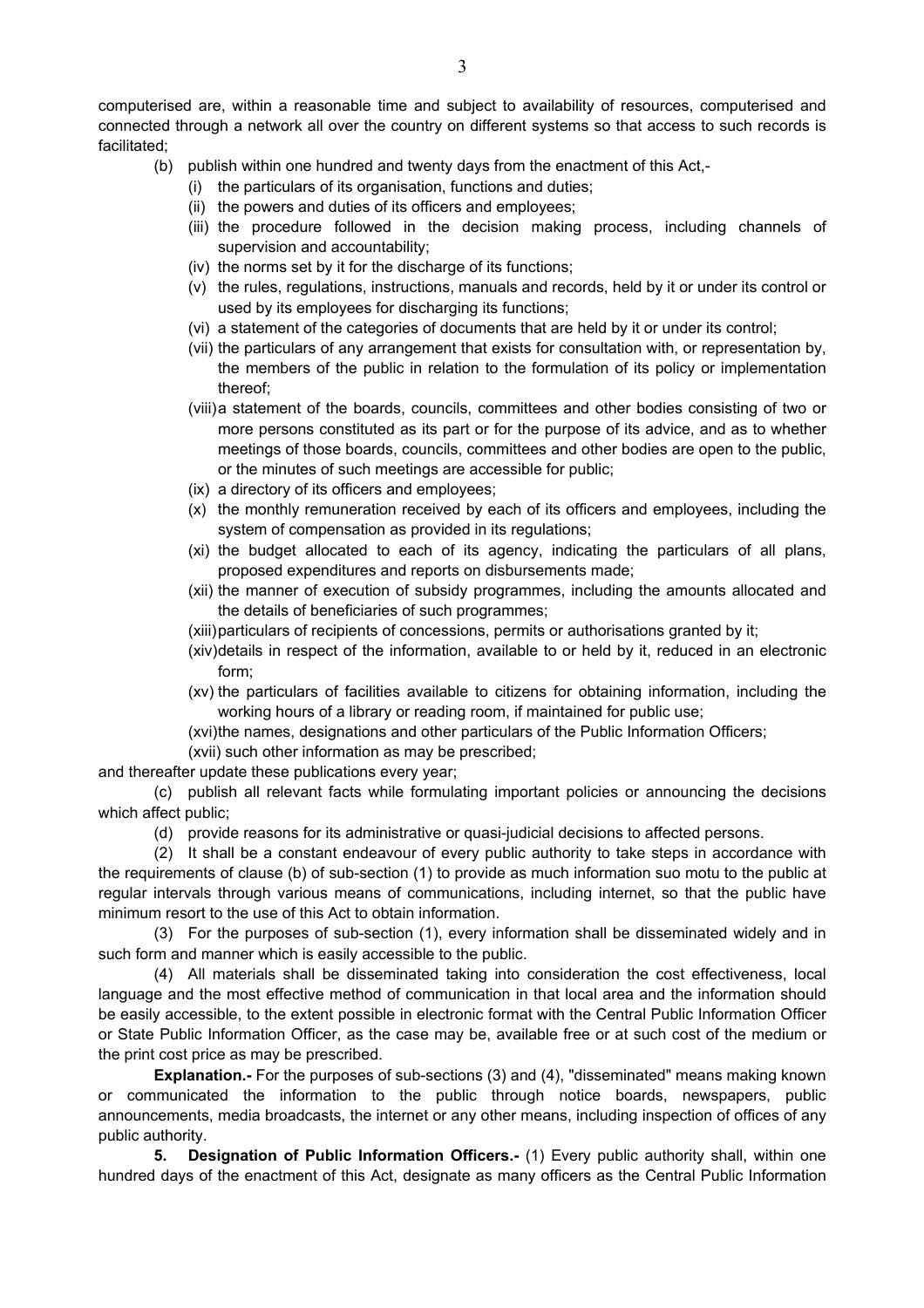computerised are, within a reasonable time and subject to availability of resources, computerised and connected through a network all over the country on different systems so that access to such records is facilitated;

(b) publish within one hundred and twenty days from the enactment of this Act,-

(i) the particulars of its organisation, functions and duties;

(ii) the powers and duties of its officers and employees;

(iii) the procedure followed in the decision making process, including channels of supervision and accountability;

(iv) the norms set by it for the discharge of its functions;

(v) the rules, regulations, instructions, manuals and records, held by it or under its control or used by its employees for discharging its functions;

(vi) a statement of the categories of documents that are held by it or under its control;

(vii) the particulars of any arrangement that exists for consultation with, or representation by, the members of the public in relation to the formulation of its policy or implementation thereof;

(viii) a statement of the boards, councils, committees and other bodies consisting of two or more persons constituted as its part or for the purpose of its advice, and as to whether meetings of those boards, councils, committees and other bodies are open to the public, or the minutes of such meetings are accessible for public;

(ix) a directory of its officers and employees;

(x) the monthly remuneration received by each of its officers and employees, including the system of compensation as provided in its regulations;

(xi) the budget allocated to each of its agency, indicating the particulars of all plans, proposed expenditures and reports on disbursements made;

(xii) the manner of execution of subsidy programmes, including the amounts allocated and the details of beneficiaries of such programmes;

(xiii) particulars of recipients of concessions, permits or authorisations granted by it;

(xiv) details in respect of the information, available to or held by it, reduced in an electronic form;

(xv) the particulars of facilities available to citizens for obtaining information, including the working hours of a library or reading room, if maintained for public use;

(xvi) the names, designations and other particulars of the Public Information Officers;

(xvii) such other information as may be prescribed;

and thereafter update these publications every year;

(c) publish all relevant facts while formulating important policies or announcing the decisions which affect public;

(d) provide reasons for its administrative or quasi-judicial decisions to affected persons.

(2) It shall be a constant endeavour of every public authority to take steps in accordance with the requirements of clause (b) of sub-section (1) to provide as much information suo motu to the public at regular intervals through various means of communications, including internet, so that the public have minimum resort to the use of this Act to obtain information.

(3) For the purposes of sub-section (1), every information shall be disseminated widely and in such form and manner which is easily accessible to the public.

(4) All materials shall be disseminated taking into consideration the cost effectiveness, local language and the most effective method of communication in that local area and the information should be easily accessible, to the extent possible in electronic format with the Central Public Information Officer or State Public Information Officer, as the case may be, available free or at such cost of the medium or the print cost price as may be prescribed.

**Explanation.-** For the purposes of sub-sections (3) and (4), "disseminated" means making known or communicated the information to the public through notice boards, newspapers, public announcements, media broadcasts, the internet or any other means, including inspection of offices of any public authority.

**5. Designation of Public Information Officers.-** (1) Every public authority shall, within one hundred days of the enactment of this Act, designate as many officers as the Central Public Information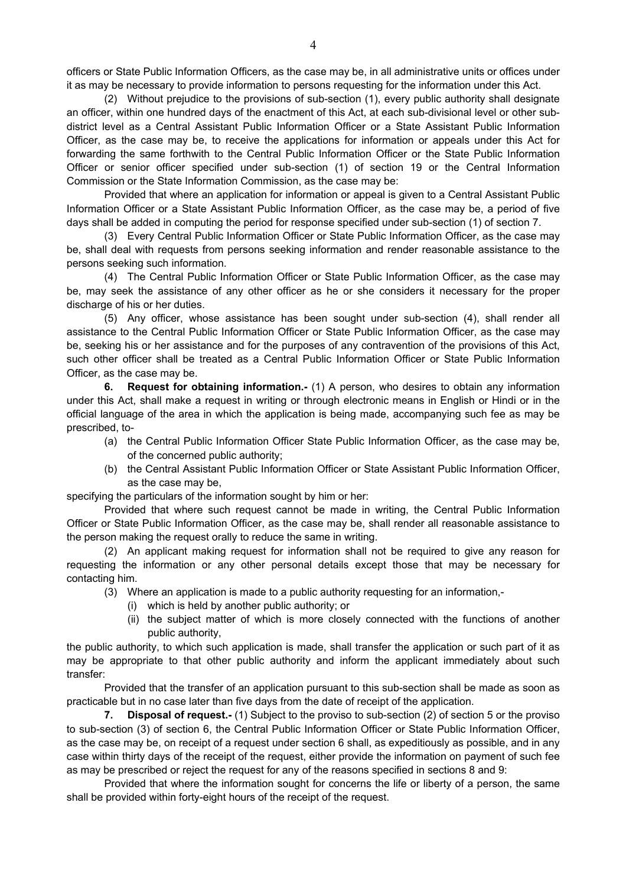officers or State Public Information Officers, as the case may be, in all administrative units or offices under it as may be necessary to provide information to persons requesting for the information under this Act.

(2) Without prejudice to the provisions of sub-section (1), every public authority shall designate an officer, within one hundred days of the enactment of this Act, at each sub-divisional level or other sub-district level as a Central Assistant Public Information Officer or a State Assistant Public Information Officer, as the case may be, to receive the applications for information or appeals under this Act for forwarding the same forthwith to the Central Public Information Officer or the State Public Information Officer or senior officer specified under sub-section (1) of section 19 or the Central Information Commission or the State Information Commission, as the case may be:

Provided that where an application for information or appeal is given to a Central Assistant Public Information Officer or a State Assistant Public Information Officer, as the case may be, a period of five days shall be added in computing the period for response specified under sub-section (1) of section 7.

(3) Every Central Public Information Officer or State Public Information Officer, as the case may be, shall deal with requests from persons seeking information and render reasonable assistance to the persons seeking such information.

(4) The Central Public Information Officer or State Public Information Officer, as the case may be, may seek the assistance of any other officer as he or she considers it necessary for the proper discharge of his or her duties.

(5) Any officer, whose assistance has been sought under sub-section (4), shall render all assistance to the Central Public Information Officer or State Public Information Officer, as the case may be, seeking his or her assistance and for the purposes of any contravention of the provisions of this Act, such other officer shall be treated as a Central Public Information Officer or State Public Information Officer, as the case may be.

**6. Request for obtaining information.-** (1) A person, who desires to obtain any information under this Act, shall make a request in writing or through electronic means in English or Hindi or in the official language of the area in which the application is being made, accompanying such fee as may be prescribed, to-

(a) the Central Public Information Officer State Public Information Officer, as the case may be, of the concerned public authority;

(b) the Central Assistant Public Information Officer or State Assistant Public Information Officer, as the case may be,

specifying the particulars of the information sought by him or her:

Provided that where such request cannot be made in writing, the Central Public Information Officer or State Public Information Officer, as the case may be, shall render all reasonable assistance to the person making the request orally to reduce the same in writing.

(2) An applicant making request for information shall not be required to give any reason for requesting the information or any other personal details except those that may be necessary for contacting him.

(3) Where an application is made to a public authority requesting for an information,-

(i) which is held by another public authority; or

(ii) the subject matter of which is more closely connected with the functions of another public authority,

the public authority, to which such application is made, shall transfer the application or such part of it as may be appropriate to that other public authority and inform the applicant immediately about such transfer:

Provided that the transfer of an application pursuant to this sub-section shall be made as soon as practicable but in no case later than five days from the date of receipt of the application.

**7. Disposal of request.-** (1) Subject to the proviso to sub-section (2) of section 5 or the proviso to sub-section (3) of section 6, the Central Public Information Officer or State Public Information Officer, as the case may be, on receipt of a request under section 6 shall, as expeditiously as possible, and in any case within thirty days of the receipt of the request, either provide the information on payment of such fee as may be prescribed or reject the request for any of the reasons specified in sections 8 and 9:

Provided that where the information sought for concerns the life or liberty of a person, the same shall be provided within forty-eight hours of the receipt of the request.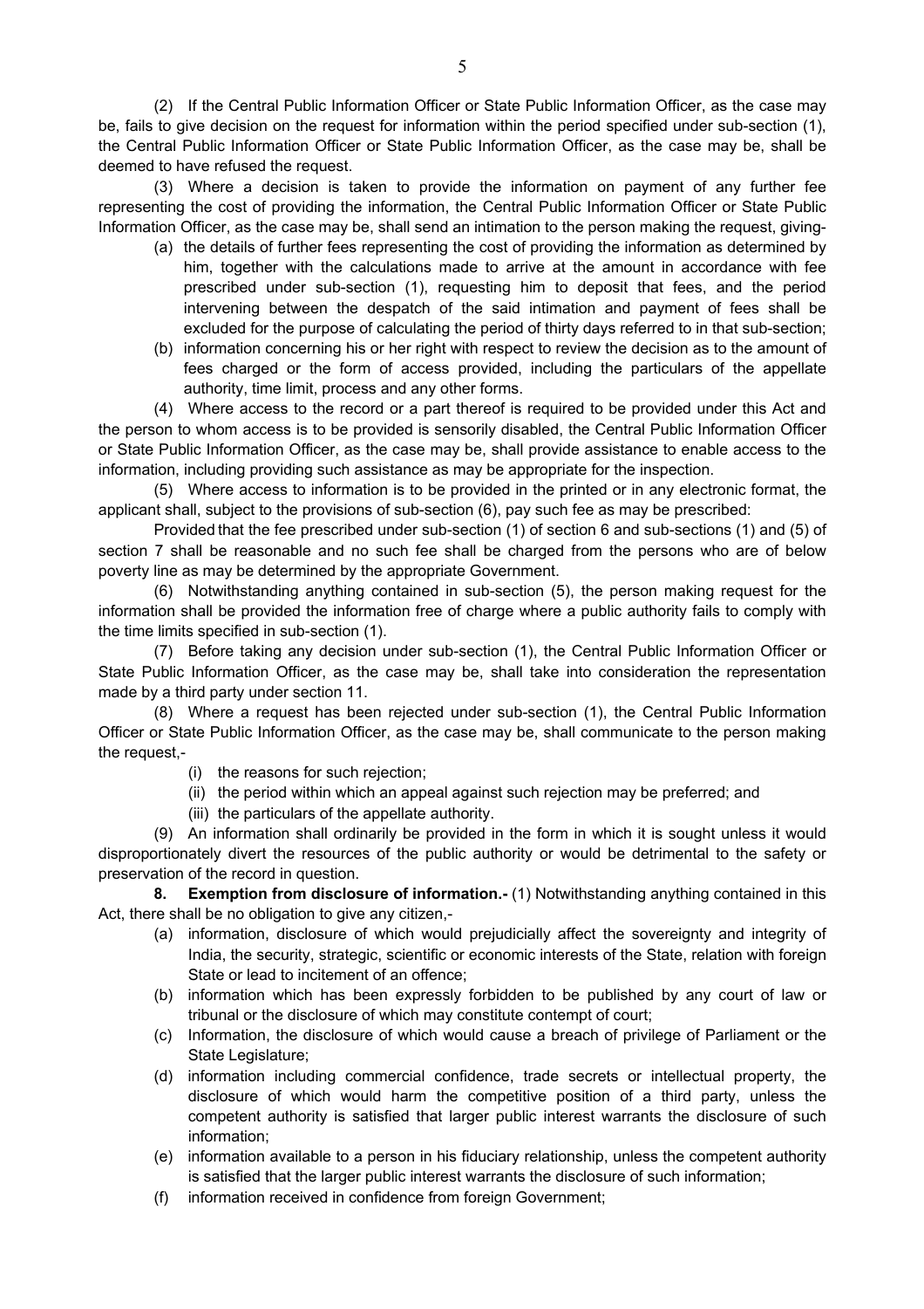(2) If the Central Public Information Officer or State Public Information Officer, as the case may be, fails to give decision on the request for information within the period specified under sub-section (1), the Central Public Information Officer or State Public Information Officer, as the case may be, shall be deemed to have refused the request.

(3) Where a decision is taken to provide the information on payment of any further fee representing the cost of providing the information, the Central Public Information Officer or State Public Information Officer, as the case may be, shall send an intimation to the person making the request, giving-

- (a) the details of further fees representing the cost of providing the information as determined by him, together with the calculations made to arrive at the amount in accordance with fee prescribed under sub-section (1), requesting him to deposit that fees, and the period intervening between the despatch of the said intimation and payment of fees shall be excluded for the purpose of calculating the period of thirty days referred to in that sub-section;
- (b) information concerning his or her right with respect to review the decision as to the amount of fees charged or the form of access provided, including the particulars of the appellate authority, time limit, process and any other forms.

(4) Where access to the record or a part thereof is required to be provided under this Act and the person to whom access is to be provided is sensorily disabled, the Central Public Information Officer or State Public Information Officer, as the case may be, shall provide assistance to enable access to the information, including providing such assistance as may be appropriate for the inspection.

(5) Where access to information is to be provided in the printed or in any electronic format, the applicant shall, subject to the provisions of sub-section (6), pay such fee as may be prescribed:

Provided that the fee prescribed under sub-section (1) of section 6 and sub-sections (1) and (5) of section 7 shall be reasonable and no such fee shall be charged from the persons who are of below poverty line as may be determined by the appropriate Government.

(6) Notwithstanding anything contained in sub-section (5), the person making request for the information shall be provided the information free of charge where a public authority fails to comply with the time limits specified in sub-section (1).

(7) Before taking any decision under sub-section (1), the Central Public Information Officer or State Public Information Officer, as the case may be, shall take into consideration the representation made by a third party under section 11.

(8) Where a request has been rejected under sub-section (1), the Central Public Information Officer or State Public Information Officer, as the case may be, shall communicate to the person making the request,-

- (i) the reasons for such rejection;
- (ii) the period within which an appeal against such rejection may be preferred; and
- (iii) the particulars of the appellate authority.

(9) An information shall ordinarily be provided in the form in which it is sought unless it would disproportionately divert the resources of the public authority or would be detrimental to the safety or preservation of the record in question.

**8. Exemption from disclosure of information.-** (1) Notwithstanding anything contained in this Act, there shall be no obligation to give any citizen,-

- (a) information, disclosure of which would prejudicially affect the sovereignty and integrity of India, the security, strategic, scientific or economic interests of the State, relation with foreign State or lead to incitement of an offence;
- (b) information which has been expressly forbidden to be published by any court of law or tribunal or the disclosure of which may constitute contempt of court;
- (c) Information, the disclosure of which would cause a breach of privilege of Parliament or the State Legislature;
- (d) information including commercial confidence, trade secrets or intellectual property, the disclosure of which would harm the competitive position of a third party, unless the competent authority is satisfied that larger public interest warrants the disclosure of such information;
- (e) information available to a person in his fiduciary relationship, unless the competent authority is satisfied that the larger public interest warrants the disclosure of such information;
- (f) information received in confidence from foreign Government;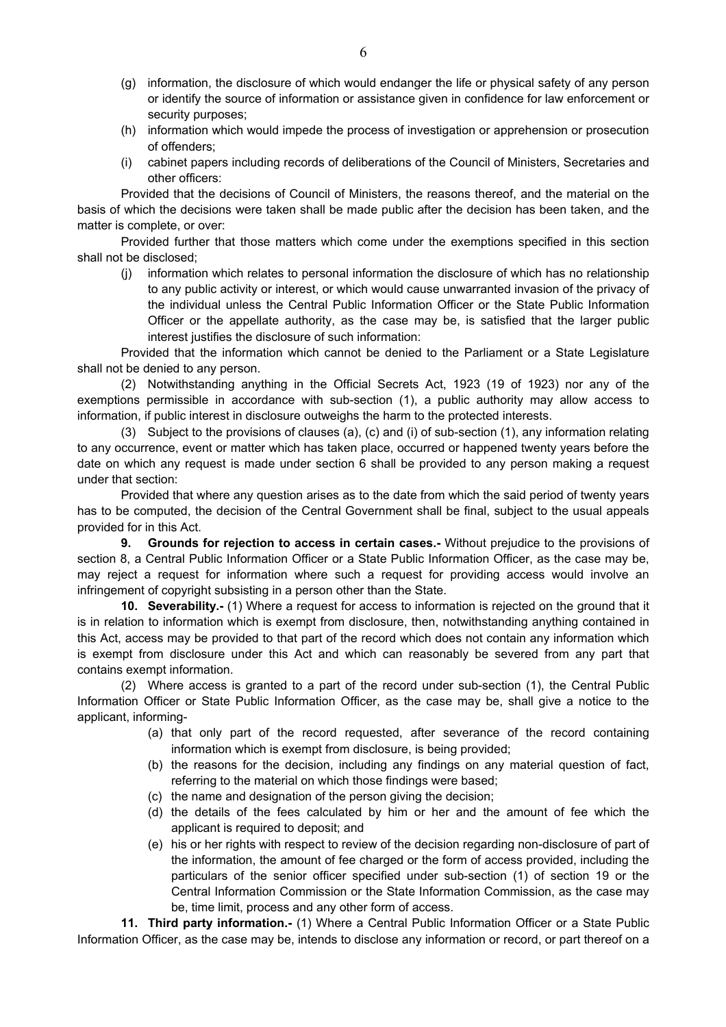(g) information, the disclosure of which would endanger the life or physical safety of any person or identify the source of information or assistance given in confidence for law enforcement or security purposes;

(h) information which would impede the process of investigation or apprehension or prosecution of offenders;

(i) cabinet papers including records of deliberations of the Council of Ministers, Secretaries and other officers:

Provided that the decisions of Council of Ministers, the reasons thereof, and the material on the basis of which the decisions were taken shall be made public after the decision has been taken, and the matter is complete, or over:

Provided further that those matters which come under the exemptions specified in this section shall not be disclosed;

(j) information which relates to personal information the disclosure of which has no relationship to any public activity or interest, or which would cause unwarranted invasion of the privacy of the individual unless the Central Public Information Officer or the State Public Information Officer or the appellate authority, as the case may be, is satisfied that the larger public interest justifies the disclosure of such information:

Provided that the information which cannot be denied to the Parliament or a State Legislature shall not be denied to any person.

(2) Notwithstanding anything in the Official Secrets Act, 1923 (19 of 1923) nor any of the exemptions permissible in accordance with sub-section (1), a public authority may allow access to information, if public interest in disclosure outweighs the harm to the protected interests.

(3) Subject to the provisions of clauses (a), (c) and (i) of sub-section (1), any information relating to any occurrence, event or matter which has taken place, occurred or happened twenty years before the date on which any request is made under section 6 shall be provided to any person making a request under that section:

Provided that where any question arises as to the date from which the said period of twenty years has to be computed, the decision of the Central Government shall be final, subject to the usual appeals provided for in this Act.

**9. Grounds for rejection to access in certain cases.-** Without prejudice to the provisions of section 8, a Central Public Information Officer or a State Public Information Officer, as the case may be, may reject a request for information where such a request for providing access would involve an infringement of copyright subsisting in a person other than the State.

**10. Severability.-** (1) Where a request for access to information is rejected on the ground that it is in relation to information which is exempt from disclosure, then, notwithstanding anything contained in this Act, access may be provided to that part of the record which does not contain any information which is exempt from disclosure under this Act and which can reasonably be severed from any part that contains exempt information.

(2) Where access is granted to a part of the record under sub-section (1), the Central Public Information Officer or State Public Information Officer, as the case may be, shall give a notice to the applicant, informing-

(a) that only part of the record requested, after severance of the record containing information which is exempt from disclosure, is being provided;

(b) the reasons for the decision, including any findings on any material question of fact, referring to the material on which those findings were based;

(c) the name and designation of the person giving the decision;

(d) the details of the fees calculated by him or her and the amount of fee which the applicant is required to deposit; and

(e) his or her rights with respect to review of the decision regarding non-disclosure of part of the information, the amount of fee charged or the form of access provided, including the particulars of the senior officer specified under sub-section (1) of section 19 or the Central Information Commission or the State Information Commission, as the case may be, time limit, process and any other form of access.

**11. Third party information.-** (1) Where a Central Public Information Officer or a State Public Information Officer, as the case may be, intends to disclose any information or record, or part thereof on a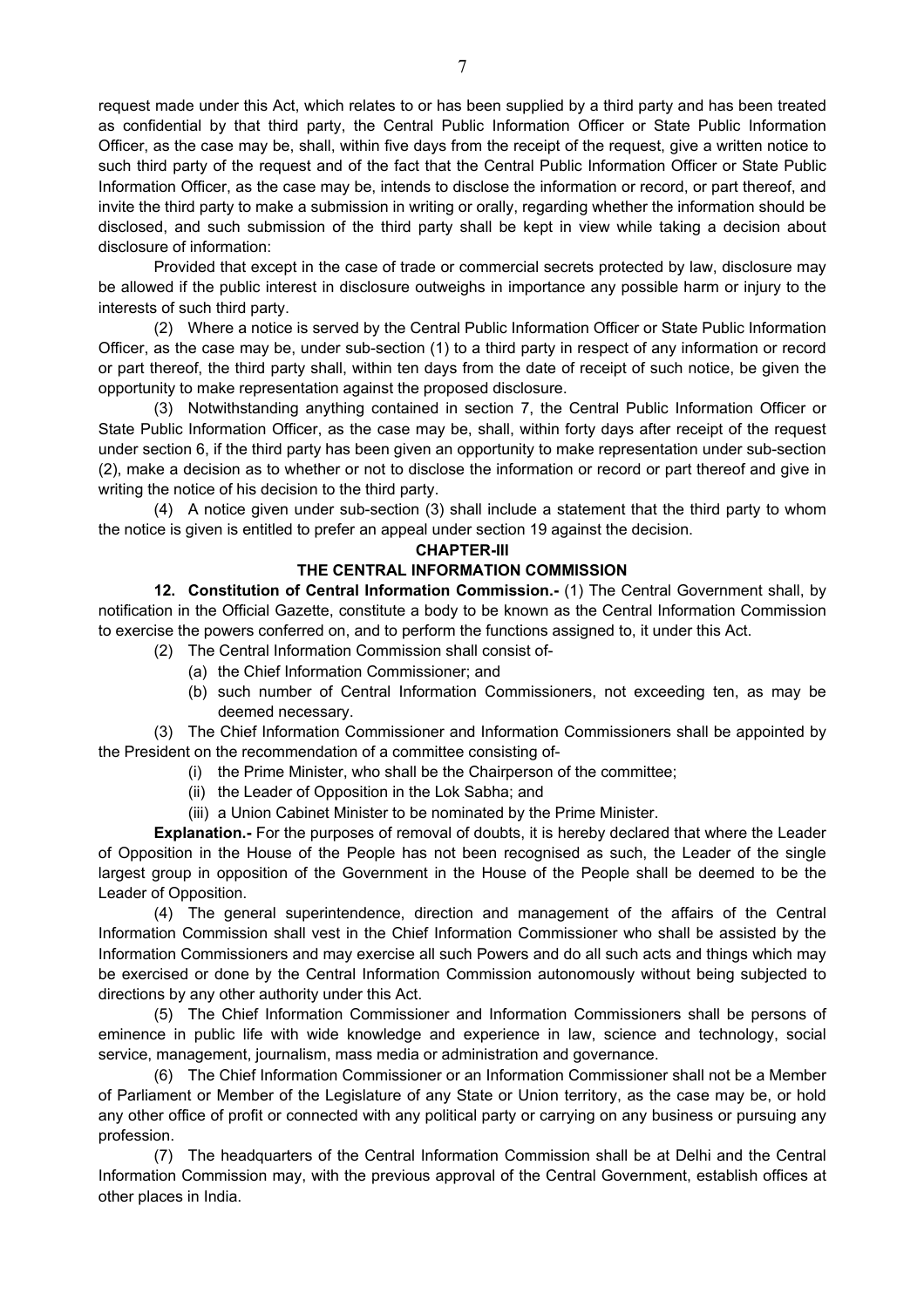request made under this Act, which relates to or has been supplied by a third party and has been treated as confidential by that third party, the Central Public Information Officer or State Public Information Officer, as the case may be, shall, within five days from the receipt of the request, give a written notice to such third party of the request and of the fact that the Central Public Information Officer or State Public Information Officer, as the case may be, intends to disclose the information or record, or part thereof, and invite the third party to make a submission in writing or orally, regarding whether the information should be disclosed, and such submission of the third party shall be kept in view while taking a decision about disclosure of information:

Provided that except in the case of trade or commercial secrets protected by law, disclosure may be allowed if the public interest in disclosure outweighs in importance any possible harm or injury to the interests of such third party.

(2) Where a notice is served by the Central Public Information Officer or State Public Information Officer, as the case may be, under sub-section (1) to a third party in respect of any information or record or part thereof, the third party shall, within ten days from the date of receipt of such notice, be given the opportunity to make representation against the proposed disclosure.

(3) Notwithstanding anything contained in section 7, the Central Public Information Officer or State Public Information Officer, as the case may be, shall, within forty days after receipt of the request under section 6, if the third party has been given an opportunity to make representation under sub-section (2), make a decision as to whether or not to disclose the information or record or part thereof and give in writing the notice of his decision to the third party.

(4) A notice given under sub-section (3) shall include a statement that the third party to whom the notice is given is entitled to prefer an appeal under section 19 against the decision.

## CHAPTER-III

## THE CENTRAL INFORMATION COMMISSION

**12. Constitution of Central Information Commission.-** (1) The Central Government shall, by notification in the Official Gazette, constitute a body to be known as the Central Information Commission to exercise the powers conferred on, and to perform the functions assigned to, it under this Act.

(2) The Central Information Commission shall consist of-

(a) the Chief Information Commissioner; and

(b) such number of Central Information Commissioners, not exceeding ten, as may be deemed necessary.

(3) The Chief Information Commissioner and Information Commissioners shall be appointed by the President on the recommendation of a committee consisting of-

(i) the Prime Minister, who shall be the Chairperson of the committee;

(ii) the Leader of Opposition in the Lok Sabha; and

(iii) a Union Cabinet Minister to be nominated by the Prime Minister.

**Explanation.-** For the purposes of removal of doubts, it is hereby declared that where the Leader of Opposition in the House of the People has not been recognised as such, the Leader of the single largest group in opposition of the Government in the House of the People shall be deemed to be the Leader of Opposition.

(4) The general superintendence, direction and management of the affairs of the Central Information Commission shall vest in the Chief Information Commissioner who shall be assisted by the Information Commissioners and may exercise all such Powers and do all such acts and things which may be exercised or done by the Central Information Commission autonomously without being subjected to directions by any other authority under this Act.

(5) The Chief Information Commissioner and Information Commissioners shall be persons of eminence in public life with wide knowledge and experience in law, science and technology, social service, management, journalism, mass media or administration and governance.

(6) The Chief Information Commissioner or an Information Commissioner shall not be a Member of Parliament or Member of the Legislature of any State or Union territory, as the case may be, or hold any other office of profit or connected with any political party or carrying on any business or pursuing any profession.

(7) The headquarters of the Central Information Commission shall be at Delhi and the Central Information Commission may, with the previous approval of the Central Government, establish offices at other places in India.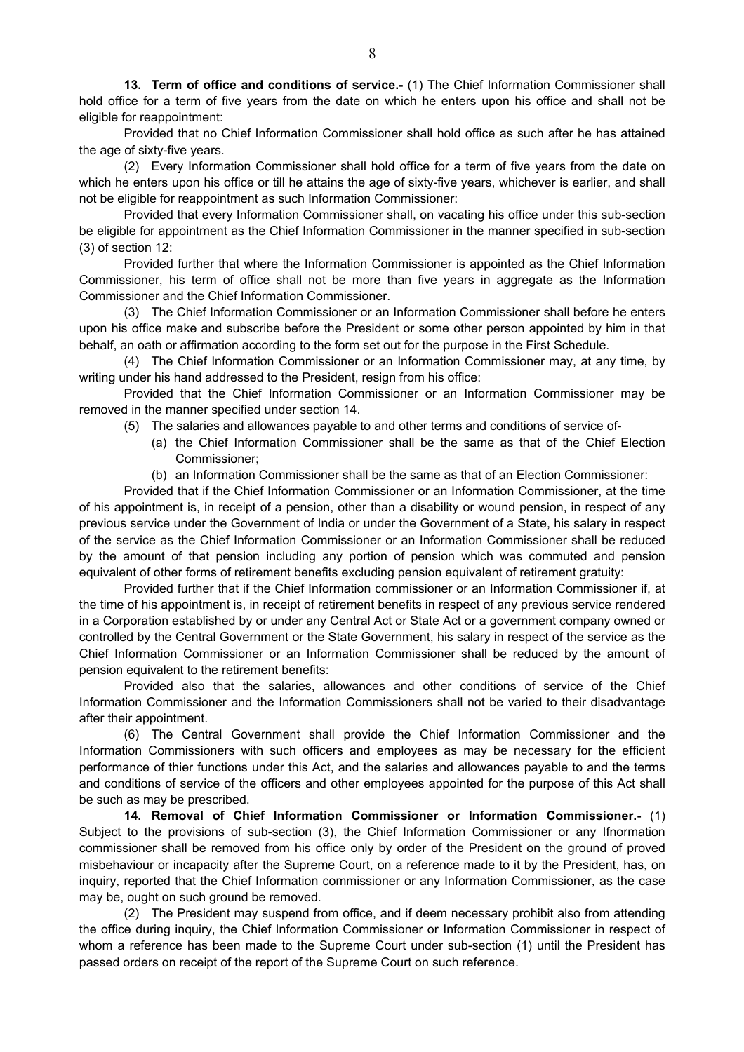**13. Term of office and conditions of service.-** (1) The Chief Information Commissioner shall hold office for a term of five years from the date on which he enters upon his office and shall not be eligible for reappointment:

Provided that no Chief Information Commissioner shall hold office as such after he has attained the age of sixty-five years.

(2) Every Information Commissioner shall hold office for a term of five years from the date on which he enters upon his office or till he attains the age of sixty-five years, whichever is earlier, and shall not be eligible for reappointment as such Information Commissioner:

Provided that every Information Commissioner shall, on vacating his office under this sub-section be eligible for appointment as the Chief Information Commissioner in the manner specified in sub-section (3) of section 12:

Provided further that where the Information Commissioner is appointed as the Chief Information Commissioner, his term of office shall not be more than five years in aggregate as the Information Commissioner and the Chief Information Commissioner.

(3) The Chief Information Commissioner or an Information Commissioner shall before he enters upon his office make and subscribe before the President or some other person appointed by him in that behalf, an oath or affirmation according to the form set out for the purpose in the First Schedule.

(4) The Chief Information Commissioner or an Information Commissioner may, at any time, by writing under his hand addressed to the President, resign from his office:

Provided that the Chief Information Commissioner or an Information Commissioner may be removed in the manner specified under section 14.

(5) The salaries and allowances payable to and other terms and conditions of service of-

(a) the Chief Information Commissioner shall be the same as that of the Chief Election Commissioner;

(b) an Information Commissioner shall be the same as that of an Election Commissioner:

Provided that if the Chief Information Commissioner or an Information Commissioner, at the time of his appointment is, in receipt of a pension, other than a disability or wound pension, in respect of any previous service under the Government of India or under the Government of a State, his salary in respect of the service as the Chief Information Commissioner or an Information Commissioner shall be reduced by the amount of that pension including any portion of pension which was commuted and pension equivalent of other forms of retirement benefits excluding pension equivalent of retirement gratuity:

Provided further that if the Chief Information commissioner or an Information Commissioner if, at the time of his appointment is, in receipt of retirement benefits in respect of any previous service rendered in a Corporation established by or under any Central Act or State Act or a government company owned or controlled by the Central Government or the State Government, his salary in respect of the service as the Chief Information Commissioner or an Information Commissioner shall be reduced by the amount of pension equivalent to the retirement benefits:

Provided also that the salaries, allowances and other conditions of service of the Chief Information Commissioner and the Information Commissioners shall not be varied to their disadvantage after their appointment.

(6) The Central Government shall provide the Chief Information Commissioner and the Information Commissioners with such officers and employees as may be necessary for the efficient performance of thier functions under this Act, and the salaries and allowances payable to and the terms and conditions of service of the officers and other employees appointed for the purpose of this Act shall be such as may be prescribed.

**14. Removal of Chief Information Commissioner or Information Commissioner.-** (1) Subject to the provisions of sub-section (3), the Chief Information Commissioner or any Ifnormation commissioner shall be removed from his office only by order of the President on the ground of proved misbehaviour or incapacity after the Supreme Court, on a reference made to it by the President, has, on inquiry, reported that the Chief Information commissioner or any Information Commissioner, as the case may be, ought on such ground be removed.

(2) The President may suspend from office, and if deem necessary prohibit also from attending the office during inquiry, the Chief Information Commissioner or Information Commissioner in respect of whom a reference has been made to the Supreme Court under sub-section (1) until the President has passed orders on receipt of the report of the Supreme Court on such reference.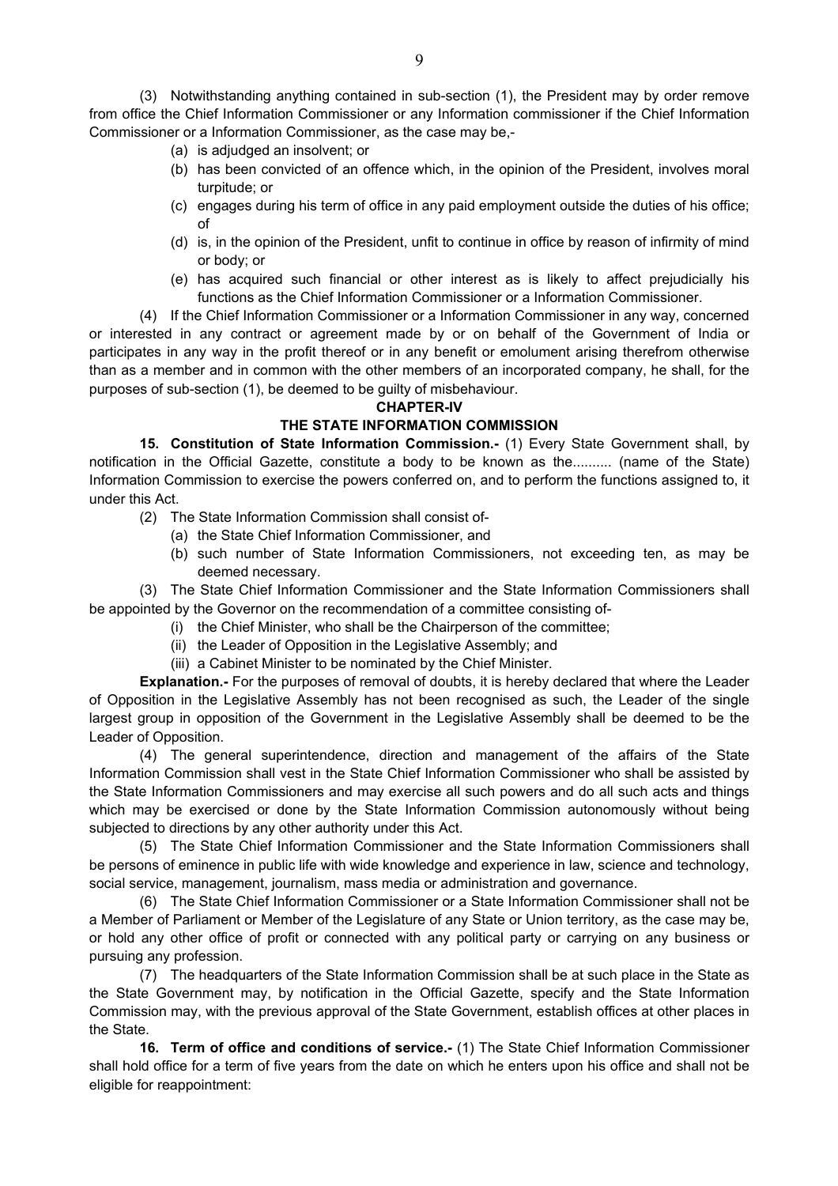(3) Notwithstanding anything contained in sub-section (1), the President may by order remove from office the Chief Information Commissioner or any Information commissioner if the Chief Information Commissioner or a Information Commissioner, as the case may be,-

- (a) is adjudged an insolvent; or
- (b) has been convicted of an offence which, in the opinion of the President, involves moral turpitude; or
- (c) engages during his term of office in any paid employment outside the duties of his office; of
- (d) is, in the opinion of the President, unfit to continue in office by reason of infirmity of mind or body; or
- (e) has acquired such financial or other interest as is likely to affect prejudicially his functions as the Chief Information Commissioner or a Information Commissioner.

(4) If the Chief Information Commissioner or a Information Commissioner in any way, concerned or interested in any contract or agreement made by or on behalf of the Government of India or participates in any way in the profit thereof or in any benefit or emolument arising therefrom otherwise than as a member and in common with the other members of an incorporated company, he shall, for the purposes of sub-section (1), be deemed to be guilty of misbehaviour.

## CHAPTER-IV

## THE STATE INFORMATION COMMISSION

**15. Constitution of State Information Commission.-** (1) Every State Government shall, by notification in the Official Gazette, constitute a body to be known as the.......... (name of the State) Information Commission to exercise the powers conferred on, and to perform the functions assigned to, it under this Act.

(2) The State Information Commission shall consist of-

- (a) the State Chief Information Commissioner, and
- (b) such number of State Information Commissioners, not exceeding ten, as may be deemed necessary.

(3) The State Chief Information Commissioner and the State Information Commissioners shall be appointed by the Governor on the recommendation of a committee consisting of-

- (i) the Chief Minister, who shall be the Chairperson of the committee;
- (ii) the Leader of Opposition in the Legislative Assembly; and
- (iii) a Cabinet Minister to be nominated by the Chief Minister.

**Explanation.-** For the purposes of removal of doubts, it is hereby declared that where the Leader of Opposition in the Legislative Assembly has not been recognised as such, the Leader of the single largest group in opposition of the Government in the Legislative Assembly shall be deemed to be the Leader of Opposition.

(4) The general superintendence, direction and management of the affairs of the State Information Commission shall vest in the State Chief Information Commissioner who shall be assisted by the State Information Commissioners and may exercise all such powers and do all such acts and things which may be exercised or done by the State Information Commission autonomously without being subjected to directions by any other authority under this Act.

(5) The State Chief Information Commissioner and the State Information Commissioners shall be persons of eminence in public life with wide knowledge and experience in law, science and technology, social service, management, journalism, mass media or administration and governance.

(6) The State Chief Information Commissioner or a State Information Commissioner shall not be a Member of Parliament or Member of the Legislature of any State or Union territory, as the case may be, or hold any other office of profit or connected with any political party or carrying on any business or pursuing any profession.

(7) The headquarters of the State Information Commission shall be at such place in the State as the State Government may, by notification in the Official Gazette, specify and the State Information Commission may, with the previous approval of the State Government, establish offices at other places in the State.

**16. Term of office and conditions of service.-** (1) The State Chief Information Commissioner shall hold office for a term of five years from the date on which he enters upon his office and shall not be eligible for reappointment: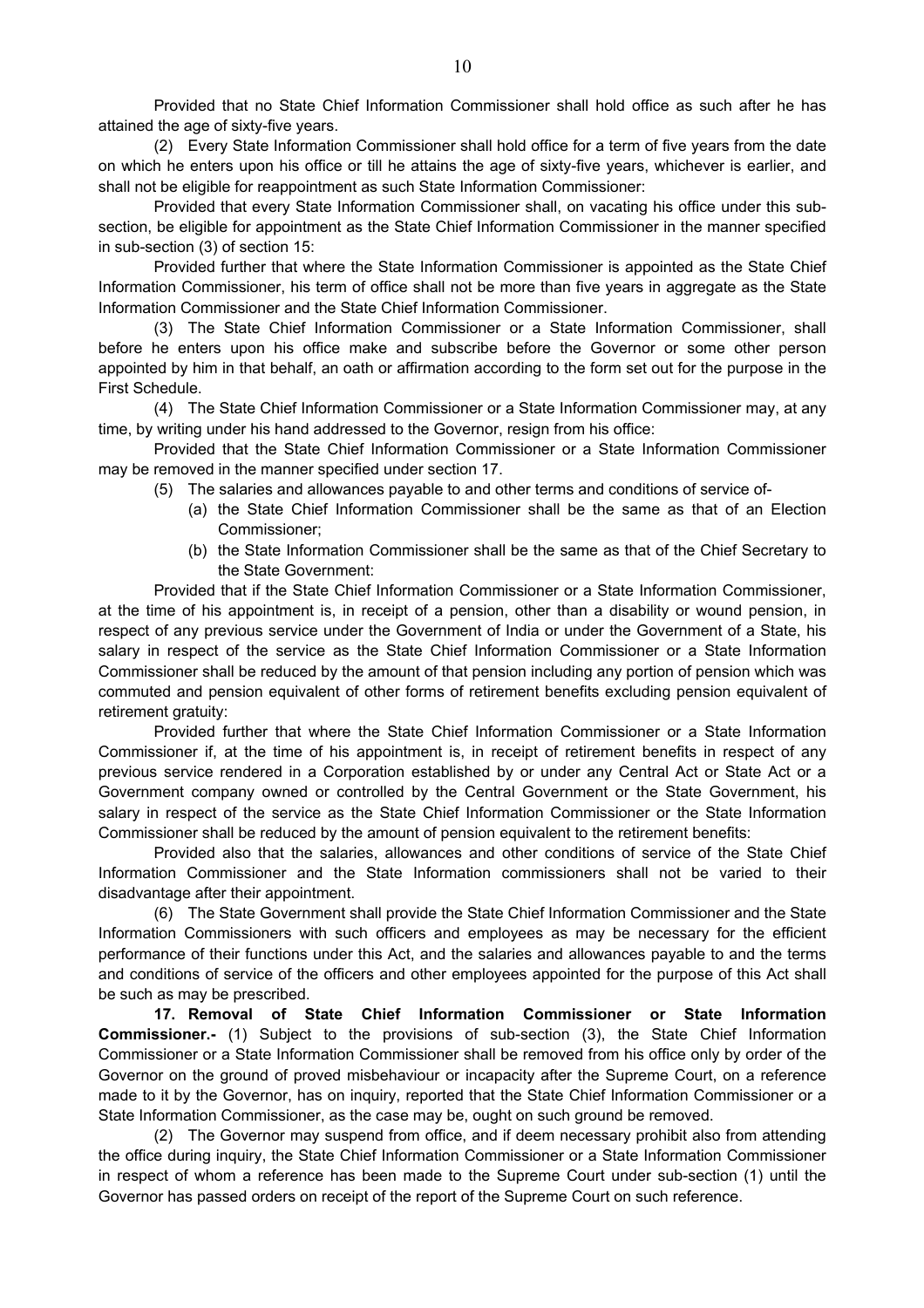Provided that no State Chief Information Commissioner shall hold office as such after he has attained the age of sixty-five years.

(2) Every State Information Commissioner shall hold office for a term of five years from the date on which he enters upon his office or till he attains the age of sixty-five years, whichever is earlier, and shall not be eligible for reappointment as such State Information Commissioner:

Provided that every State Information Commissioner shall, on vacating his office under this sub-section, be eligible for appointment as the State Chief Information Commissioner in the manner specified in sub-section (3) of section 15:

Provided further that where the State Information Commissioner is appointed as the State Chief Information Commissioner, his term of office shall not be more than five years in aggregate as the State Information Commissioner and the State Chief Information Commissioner.

(3) The State Chief Information Commissioner or a State Information Commissioner, shall before he enters upon his office make and subscribe before the Governor or some other person appointed by him in that behalf, an oath or affirmation according to the form set out for the purpose in the First Schedule.

(4) The State Chief Information Commissioner or a State Information Commissioner may, at any time, by writing under his hand addressed to the Governor, resign from his office:

Provided that the State Chief Information Commissioner or a State Information Commissioner may be removed in the manner specified under section 17.

(5) The salaries and allowances payable to and other terms and conditions of service of-

(a) the State Chief Information Commissioner shall be the same as that of an Election Commissioner;

(b) the State Information Commissioner shall be the same as that of the Chief Secretary to the State Government:

Provided that if the State Chief Information Commissioner or a State Information Commissioner, at the time of his appointment is, in receipt of a pension, other than a disability or wound pension, in respect of any previous service under the Government of India or under the Government of a State, his salary in respect of the service as the State Chief Information Commissioner or a State Information Commissioner shall be reduced by the amount of that pension including any portion of pension which was commuted and pension equivalent of other forms of retirement benefits excluding pension equivalent of retirement gratuity:

Provided further that where the State Chief Information Commissioner or a State Information Commissioner if, at the time of his appointment is, in receipt of retirement benefits in respect of any previous service rendered in a Corporation established by or under any Central Act or State Act or a Government company owned or controlled by the Central Government or the State Government, his salary in respect of the service as the State Chief Information Commissioner or the State Information Commissioner shall be reduced by the amount of pension equivalent to the retirement benefits:

Provided also that the salaries, allowances and other conditions of service of the State Chief Information Commissioner and the State Information commissioners shall not be varied to their disadvantage after their appointment.

(6) The State Government shall provide the State Chief Information Commissioner and the State Information Commissioners with such officers and employees as may be necessary for the efficient performance of their functions under this Act, and the salaries and allowances payable to and the terms and conditions of service of the officers and other employees appointed for the purpose of this Act shall be such as may be prescribed.

**17. Removal of State Chief Information Commissioner or State Information Commissioner.-** (1) Subject to the provisions of sub-section (3), the State Chief Information Commissioner or a State Information Commissioner shall be removed from his office only by order of the Governor on the ground of proved misbehaviour or incapacity after the Supreme Court, on a reference made to it by the Governor, has on inquiry, reported that the State Chief Information Commissioner or a State Information Commissioner, as the case may be, ought on such ground be removed.

(2) The Governor may suspend from office, and if deem necessary prohibit also from attending the office during inquiry, the State Chief Information Commissioner or a State Information Commissioner in respect of whom a reference has been made to the Supreme Court under sub-section (1) until the Governor has passed orders on receipt of the report of the Supreme Court on such reference.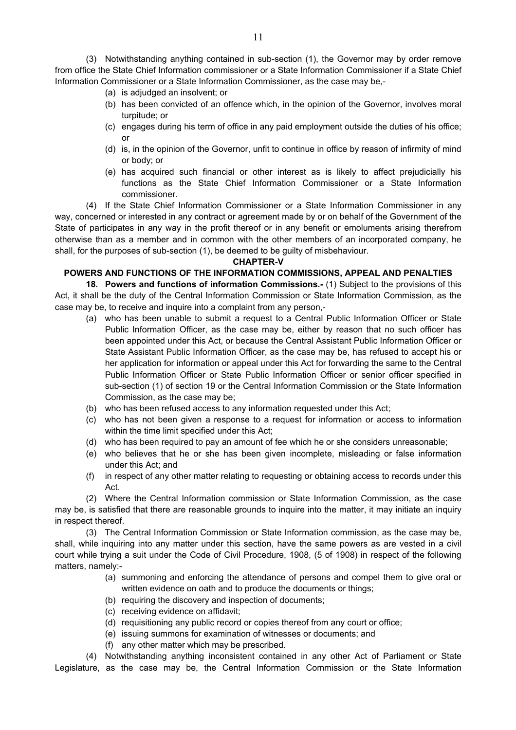(3) Notwithstanding anything contained in sub-section (1), the Governor may by order remove from office the State Chief Information commissioner or a State Information Commissioner if a State Chief Information Commissioner or a State Information Commissioner, as the case may be,-

- (a) is adjudged an insolvent; or
- (b) has been convicted of an offence which, in the opinion of the Governor, involves moral turpitude; or
- (c) engages during his term of office in any paid employment outside the duties of his office; or
- (d) is, in the opinion of the Governor, unfit to continue in office by reason of infirmity of mind or body; or
- (e) has acquired such financial or other interest as is likely to affect prejudicially his functions as the State Chief Information Commissioner or a State Information commissioner.

(4) If the State Chief Information Commissioner or a State Information Commissioner in any way, concerned or interested in any contract or agreement made by or on behalf of the Government of the State of participates in any way in the profit thereof or in any benefit or emoluments arising therefrom otherwise than as a member and in common with the other members of an incorporated company, he shall, for the purposes of sub-section (1), be deemed to be guilty of misbehaviour.

## CHAPTER-V

## POWERS AND FUNCTIONS OF THE INFORMATION COMMISSIONS, APPEAL AND PENALTIES

**18. Powers and functions of information Commissions.-** (1) Subject to the provisions of this Act, it shall be the duty of the Central Information Commission or State Information Commission, as the case may be, to receive and inquire into a complaint from any person,-

- (a) who has been unable to submit a request to a Central Public Information Officer or State Public Information Officer, as the case may be, either by reason that no such officer has been appointed under this Act, or because the Central Assistant Public Information Officer or State Assistant Public Information Officer, as the case may be, has refused to accept his or her application for information or appeal under this Act for forwarding the same to the Central Public Information Officer or State Public Information Officer or senior officer specified in sub-section (1) of section 19 or the Central Information Commission or the State Information Commission, as the case may be;
- (b) who has been refused access to any information requested under this Act;
- (c) who has not been given a response to a request for information or access to information within the time limit specified under this Act;
- (d) who has been required to pay an amount of fee which he or she considers unreasonable;
- (e) who believes that he or she has been given incomplete, misleading or false information under this Act; and
- (f) in respect of any other matter relating to requesting or obtaining access to records under this Act.

(2) Where the Central Information commission or State Information Commission, as the case may be, is satisfied that there are reasonable grounds to inquire into the matter, it may initiate an inquiry in respect thereof.

(3) The Central Information Commission or State Information commission, as the case may be, shall, while inquiring into any matter under this section, have the same powers as are vested in a civil court while trying a suit under the Code of Civil Procedure, 1908, (5 of 1908) in respect of the following matters, namely:-

- (a) summoning and enforcing the attendance of persons and compel them to give oral or written evidence on oath and to produce the documents or things;
- (b) requiring the discovery and inspection of documents;
- (c) receiving evidence on affidavit;
- (d) requisitioning any public record or copies thereof from any court or office;
- (e) issuing summons for examination of witnesses or documents; and
- (f) any other matter which may be prescribed.

(4) Notwithstanding anything inconsistent contained in any other Act of Parliament or State Legislature, as the case may be, the Central Information Commission or the State Information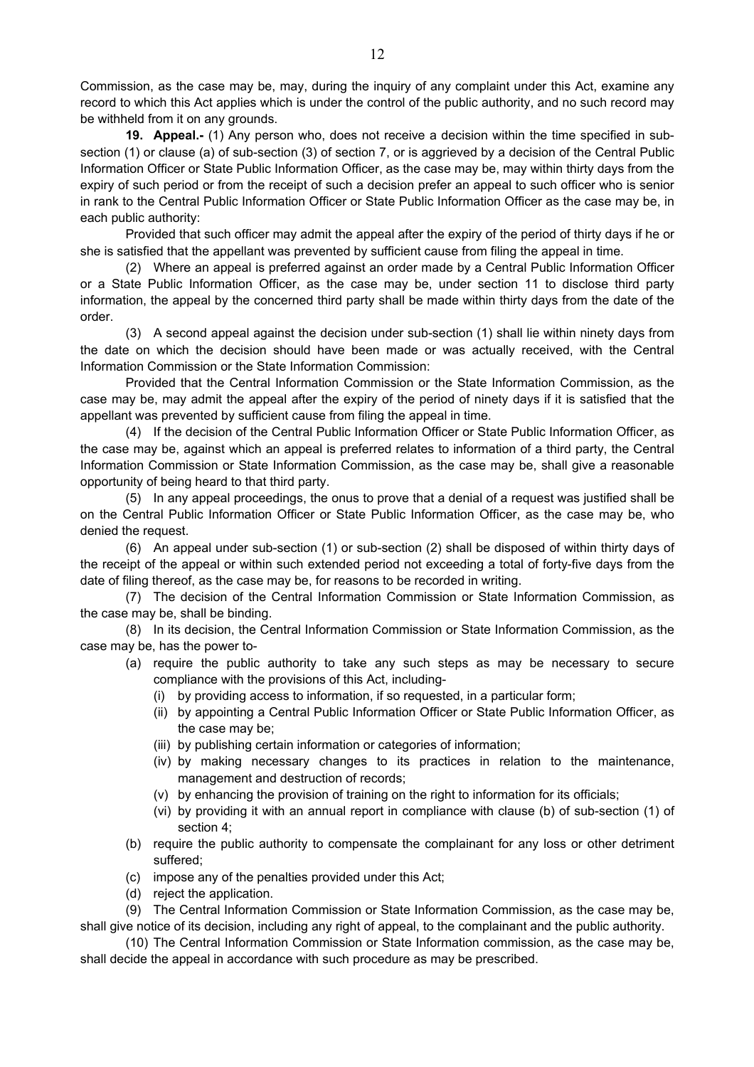Commission, as the case may be, may, during the inquiry of any complaint under this Act, examine any record to which this Act applies which is under the control of the public authority, and no such record may be withheld from it on any grounds.

**19. Appeal.-** (1) Any person who, does not receive a decision within the time specified in sub-section (1) or clause (a) of sub-section (3) of section 7, or is aggrieved by a decision of the Central Public Information Officer or State Public Information Officer, as the case may be, may within thirty days from the expiry of such period or from the receipt of such a decision prefer an appeal to such officer who is senior in rank to the Central Public Information Officer or State Public Information Officer as the case may be, in each public authority:

Provided that such officer may admit the appeal after the expiry of the period of thirty days if he or she is satisfied that the appellant was prevented by sufficient cause from filing the appeal in time.

(2) Where an appeal is preferred against an order made by a Central Public Information Officer or a State Public Information Officer, as the case may be, under section 11 to disclose third party information, the appeal by the concerned third party shall be made within thirty days from the date of the order.

(3) A second appeal against the decision under sub-section (1) shall lie within ninety days from the date on which the decision should have been made or was actually received, with the Central Information Commission or the State Information Commission:

Provided that the Central Information Commission or the State Information Commission, as the case may be, may admit the appeal after the expiry of the period of ninety days if it is satisfied that the appellant was prevented by sufficient cause from filing the appeal in time.

(4) If the decision of the Central Public Information Officer or State Public Information Officer, as the case may be, against which an appeal is preferred relates to information of a third party, the Central Information Commission or State Information Commission, as the case may be, shall give a reasonable opportunity of being heard to that third party.

(5) In any appeal proceedings, the onus to prove that a denial of a request was justified shall be on the Central Public Information Officer or State Public Information Officer, as the case may be, who denied the request.

(6) An appeal under sub-section (1) or sub-section (2) shall be disposed of within thirty days of the receipt of the appeal or within such extended period not exceeding a total of forty-five days from the date of filing thereof, as the case may be, for reasons to be recorded in writing.

(7) The decision of the Central Information Commission or State Information Commission, as the case may be, shall be binding.

(8) In its decision, the Central Information Commission or State Information Commission, as the case may be, has the power to-

- (a) require the public authority to take any such steps as may be necessary to secure compliance with the provisions of this Act, including-
  - (i) by providing access to information, if so requested, in a particular form;
  - (ii) by appointing a Central Public Information Officer or State Public Information Officer, as the case may be;
  - (iii) by publishing certain information or categories of information;
  - (iv) by making necessary changes to its practices in relation to the maintenance, management and destruction of records;
  - (v) by enhancing the provision of training on the right to information for its officials;
  - (vi) by providing it with an annual report in compliance with clause (b) of sub-section (1) of section 4;
- (b) require the public authority to compensate the complainant for any loss or other detriment suffered;
- (c) impose any of the penalties provided under this Act;
- (d) reject the application.

(9) The Central Information Commission or State Information Commission, as the case may be, shall give notice of its decision, including any right of appeal, to the complainant and the public authority.

(10) The Central Information Commission or State Information commission, as the case may be, shall decide the appeal in accordance with such procedure as may be prescribed.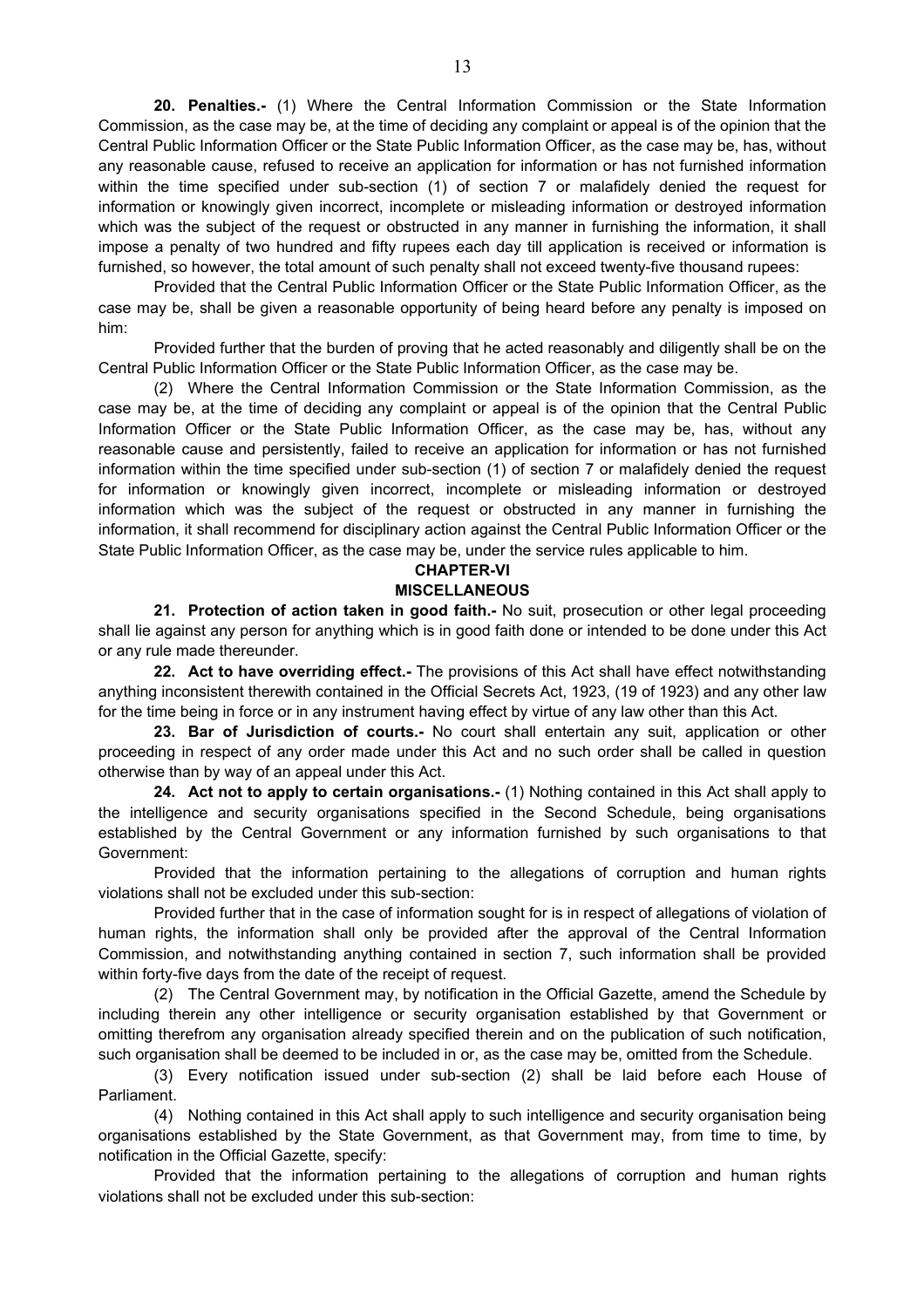**20. Penalties.-** (1) Where the Central Information Commission or the State Information Commission, as the case may be, at the time of deciding any complaint or appeal is of the opinion that the Central Public Information Officer or the State Public Information Officer, as the case may be, has, without any reasonable cause, refused to receive an application for information or has not furnished information within the time specified under sub-section (1) of section 7 or malafidely denied the request for information or knowingly given incorrect, incomplete or misleading information or destroyed information which was the subject of the request or obstructed in any manner in furnishing the information, it shall impose a penalty of two hundred and fifty rupees each day till application is received or information is furnished, so however, the total amount of such penalty shall not exceed twenty-five thousand rupees:

Provided that the Central Public Information Officer or the State Public Information Officer, as the case may be, shall be given a reasonable opportunity of being heard before any penalty is imposed on him:

Provided further that the burden of proving that he acted reasonably and diligently shall be on the Central Public Information Officer or the State Public Information Officer, as the case may be.

(2) Where the Central Information Commission or the State Information Commission, as the case may be, at the time of deciding any complaint or appeal is of the opinion that the Central Public Information Officer or the State Public Information Officer, as the case may be, has, without any reasonable cause and persistently, failed to receive an application for information or has not furnished information within the time specified under sub-section (1) of section 7 or malafidely denied the request for information or knowingly given incorrect, incomplete or misleading information or destroyed information which was the subject of the request or obstructed in any manner in furnishing the information, it shall recommend for disciplinary action against the Central Public Information Officer or the State Public Information Officer, as the case may be, under the service rules applicable to him.

## CHAPTER-VI
## MISCELLANEOUS

**21. Protection of action taken in good faith.-** No suit, prosecution or other legal proceeding shall lie against any person for anything which is in good faith done or intended to be done under this Act or any rule made thereunder.

**22. Act to have overriding effect.-** The provisions of this Act shall have effect notwithstanding anything inconsistent therewith contained in the Official Secrets Act, 1923, (19 of 1923) and any other law for the time being in force or in any instrument having effect by virtue of any law other than this Act.

**23. Bar of Jurisdiction of courts.-** No court shall entertain any suit, application or other proceeding in respect of any order made under this Act and no such order shall be called in question otherwise than by way of an appeal under this Act.

**24. Act not to apply to certain organisations.-** (1) Nothing contained in this Act shall apply to the intelligence and security organisations specified in the Second Schedule, being organisations established by the Central Government or any information furnished by such organisations to that Government:

Provided that the information pertaining to the allegations of corruption and human rights violations shall not be excluded under this sub-section:

Provided further that in the case of information sought for is in respect of allegations of violation of human rights, the information shall only be provided after the approval of the Central Information Commission, and notwithstanding anything contained in section 7, such information shall be provided within forty-five days from the date of the receipt of request.

(2) The Central Government may, by notification in the Official Gazette, amend the Schedule by including therein any other intelligence or security organisation established by that Government or omitting therefrom any organisation already specified therein and on the publication of such notification, such organisation shall be deemed to be included in or, as the case may be, omitted from the Schedule.

(3) Every notification issued under sub-section (2) shall be laid before each House of Parliament.

(4) Nothing contained in this Act shall apply to such intelligence and security organisation being organisations established by the State Government, as that Government may, from time to time, by notification in the Official Gazette, specify:

Provided that the information pertaining to the allegations of corruption and human rights violations shall not be excluded under this sub-section: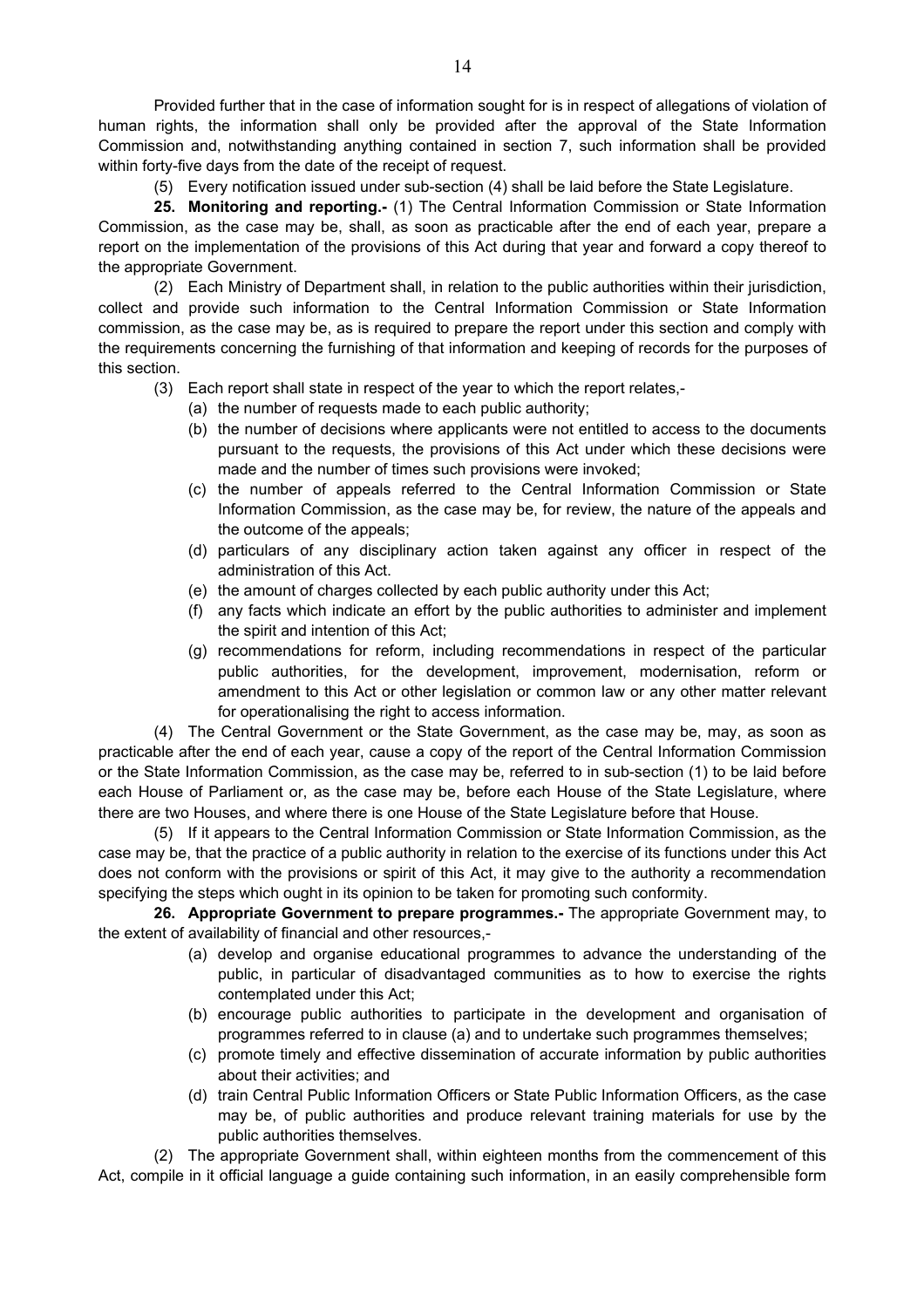Provided further that in the case of information sought for is in respect of allegations of violation of human rights, the information shall only be provided after the approval of the State Information Commission and, notwithstanding anything contained in section 7, such information shall be provided within forty-five days from the date of the receipt of request.

(5) Every notification issued under sub-section (4) shall be laid before the State Legislature.

**25. Monitoring and reporting.-** (1) The Central Information Commission or State Information Commission, as the case may be, shall, as soon as practicable after the end of each year, prepare a report on the implementation of the provisions of this Act during that year and forward a copy thereof to the appropriate Government.

(2) Each Ministry of Department shall, in relation to the public authorities within their jurisdiction, collect and provide such information to the Central Information Commission or State Information commission, as the case may be, as is required to prepare the report under this section and comply with the requirements concerning the furnishing of that information and keeping of records for the purposes of this section.

(3) Each report shall state in respect of the year to which the report relates,-

(a) the number of requests made to each public authority;

(b) the number of decisions where applicants were not entitled to access to the documents pursuant to the requests, the provisions of this Act under which these decisions were made and the number of times such provisions were invoked;

(c) the number of appeals referred to the Central Information Commission or State Information Commission, as the case may be, for review, the nature of the appeals and the outcome of the appeals;

(d) particulars of any disciplinary action taken against any officer in respect of the administration of this Act.

(e) the amount of charges collected by each public authority under this Act;

(f) any facts which indicate an effort by the public authorities to administer and implement the spirit and intention of this Act;

(g) recommendations for reform, including recommendations in respect of the particular public authorities, for the development, improvement, modernisation, reform or amendment to this Act or other legislation or common law or any other matter relevant for operationalising the right to access information.

(4) The Central Government or the State Government, as the case may be, may, as soon as practicable after the end of each year, cause a copy of the report of the Central Information Commission or the State Information Commission, as the case may be, referred to in sub-section (1) to be laid before each House of Parliament or, as the case may be, before each House of the State Legislature, where there are two Houses, and where there is one House of the State Legislature before that House.

(5) If it appears to the Central Information Commission or State Information Commission, as the case may be, that the practice of a public authority in relation to the exercise of its functions under this Act does not conform with the provisions or spirit of this Act, it may give to the authority a recommendation specifying the steps which ought in its opinion to be taken for promoting such conformity.

**26. Appropriate Government to prepare programmes.-** The appropriate Government may, to the extent of availability of financial and other resources,-

(a) develop and organise educational programmes to advance the understanding of the public, in particular of disadvantaged communities as to how to exercise the rights contemplated under this Act;

(b) encourage public authorities to participate in the development and organisation of programmes referred to in clause (a) and to undertake such programmes themselves;

(c) promote timely and effective dissemination of accurate information by public authorities about their activities; and

(d) train Central Public Information Officers or State Public Information Officers, as the case may be, of public authorities and produce relevant training materials for use by the public authorities themselves.

(2) The appropriate Government shall, within eighteen months from the commencement of this Act, compile in it official language a guide containing such information, in an easily comprehensible form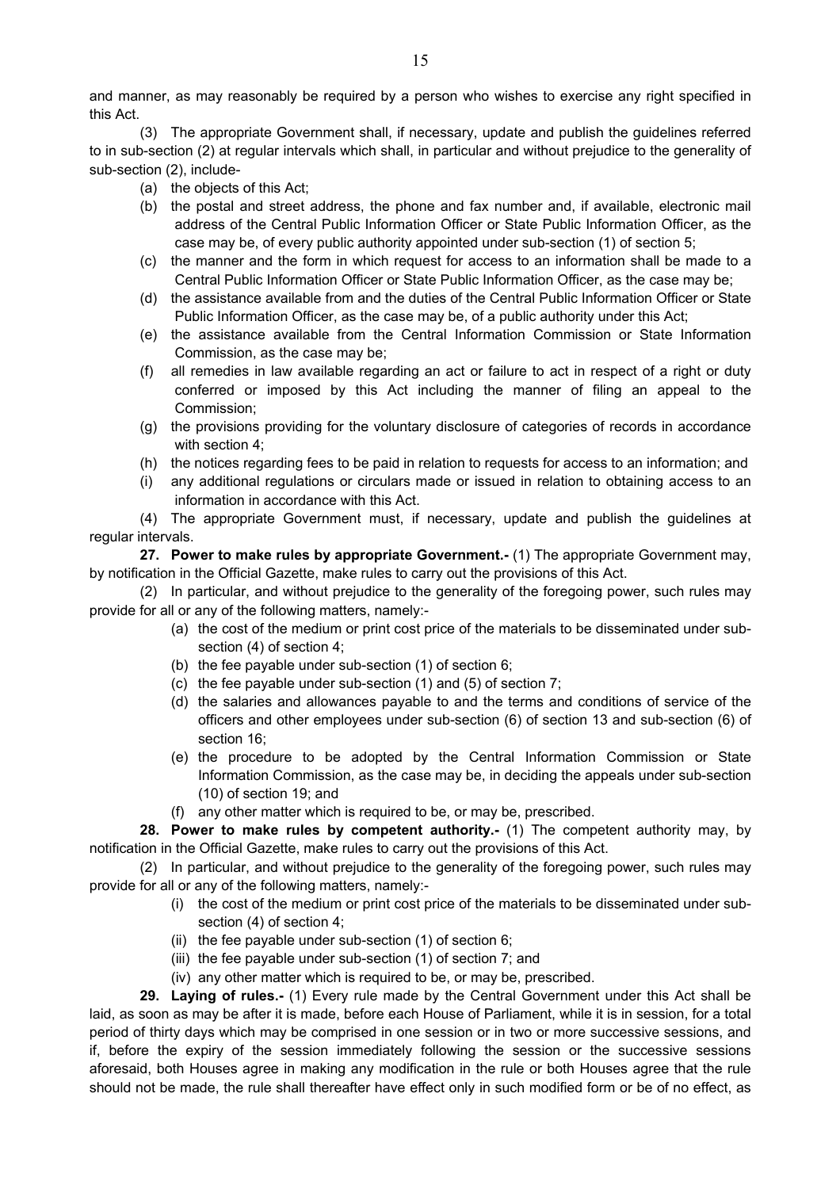and manner, as may reasonably be required by a person who wishes to exercise any right specified in this Act.

(3) The appropriate Government shall, if necessary, update and publish the guidelines referred to in sub-section (2) at regular intervals which shall, in particular and without prejudice to the generality of sub-section (2), include-

- (a) the objects of this Act;
- (b) the postal and street address, the phone and fax number and, if available, electronic mail address of the Central Public Information Officer or State Public Information Officer, as the case may be, of every public authority appointed under sub-section (1) of section 5;
- (c) the manner and the form in which request for access to an information shall be made to a Central Public Information Officer or State Public Information Officer, as the case may be;
- (d) the assistance available from and the duties of the Central Public Information Officer or State Public Information Officer, as the case may be, of a public authority under this Act;
- (e) the assistance available from the Central Information Commission or State Information Commission, as the case may be;
- (f) all remedies in law available regarding an act or failure to act in respect of a right or duty conferred or imposed by this Act including the manner of filing an appeal to the Commission;
- (g) the provisions providing for the voluntary disclosure of categories of records in accordance with section 4;
- (h) the notices regarding fees to be paid in relation to requests for access to an information; and
- (i) any additional regulations or circulars made or issued in relation to obtaining access to an information in accordance with this Act.

(4) The appropriate Government must, if necessary, update and publish the guidelines at regular intervals.

**27. Power to make rules by appropriate Government.-** (1) The appropriate Government may, by notification in the Official Gazette, make rules to carry out the provisions of this Act.

(2) In particular, and without prejudice to the generality of the foregoing power, such rules may provide for all or any of the following matters, namely:-

- (a) the cost of the medium or print cost price of the materials to be disseminated under sub-section (4) of section 4;
- (b) the fee payable under sub-section (1) of section 6;
- (c) the fee payable under sub-section (1) and (5) of section 7;
- (d) the salaries and allowances payable to and the terms and conditions of service of the officers and other employees under sub-section (6) of section 13 and sub-section (6) of section 16;
- (e) the procedure to be adopted by the Central Information Commission or State Information Commission, as the case may be, in deciding the appeals under sub-section (10) of section 19; and
- (f) any other matter which is required to be, or may be, prescribed.

**28. Power to make rules by competent authority.-** (1) The competent authority may, by notification in the Official Gazette, make rules to carry out the provisions of this Act.

(2) In particular, and without prejudice to the generality of the foregoing power, such rules may provide for all or any of the following matters, namely:-

- (i) the cost of the medium or print cost price of the materials to be disseminated under sub-section (4) of section 4;
- (ii) the fee payable under sub-section (1) of section 6;
- (iii) the fee payable under sub-section (1) of section 7; and
- (iv) any other matter which is required to be, or may be, prescribed.

**29. Laying of rules.-** (1) Every rule made by the Central Government under this Act shall be laid, as soon as may be after it is made, before each House of Parliament, while it is in session, for a total period of thirty days which may be comprised in one session or in two or more successive sessions, and if, before the expiry of the session immediately following the session or the successive sessions aforesaid, both Houses agree in making any modification in the rule or both Houses agree that the rule should not be made, the rule shall thereafter have effect only in such modified form or be of no effect, as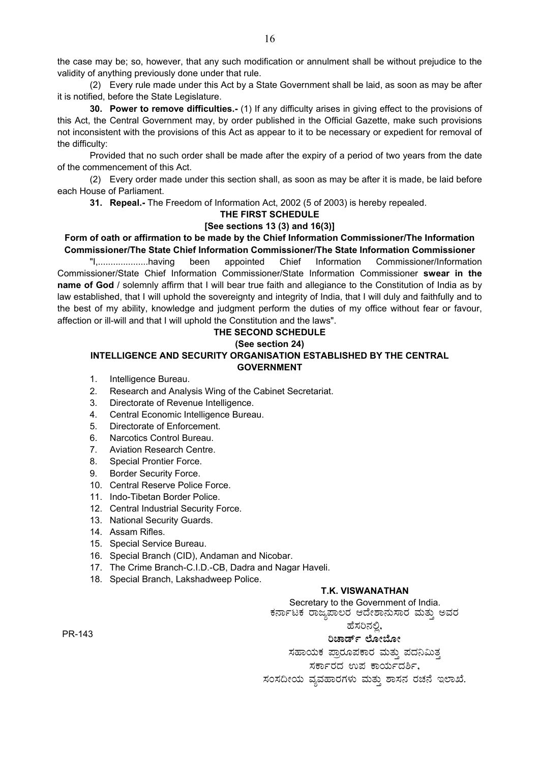the case may be; so, however, that any such modification or annulment shall be without prejudice to the validity of anything previously done under that rule.

(2) Every rule made under this Act by a State Government shall be laid, as soon as may be after it is notified, before the State Legislature.

**30. Power to remove difficulties.-** (1) If any difficulty arises in giving effect to the provisions of this Act, the Central Government may, by order published in the Official Gazette, make such provisions not inconsistent with the provisions of this Act as appear to it to be necessary or expedient for removal of the difficulty:

Provided that no such order shall be made after the expiry of a period of two years from the date of the commencement of this Act.

(2) Every order made under this section shall, as soon as may be after it is made, be laid before each House of Parliament.

**31. Repeal.-** The Freedom of Information Act, 2002 (5 of 2003) is hereby repealed.

## THE FIRST SCHEDULE

**[See sections 13 (3) and 16(3)]**

**Form of oath or affirmation to be made by the Chief Information Commissioner/The Information Commissioner/The State Chief Information Commissioner/The State Information Commissioner**

"I,....................having been appointed Chief Information Commissioner/Information Commissioner/State Chief Information Commissioner/State Information Commissioner **swear in the name of God** / solemnly affirm that I will bear true faith and allegiance to the Constitution of India as by law established, that I will uphold the sovereignty and integrity of India, that I will duly and faithfully and to the best of my ability, knowledge and judgment perform the duties of my office without fear or favour, affection or ill-will and that I will uphold the Constitution and the laws".

## THE SECOND SCHEDULE

**(See section 24)**

**INTELLIGENCE AND SECURITY ORGANISATION ESTABLISHED BY THE CENTRAL GOVERNMENT**

1. Intelligence Bureau.
2. Research and Analysis Wing of the Cabinet Secretariat.
3. Directorate of Revenue Intelligence.
4. Central Economic Intelligence Bureau.
5. Directorate of Enforcement.
6. Narcotics Control Bureau.
7. Aviation Research Centre.
8. Special Prontier Force.
9. Border Security Force.
10. Central Reserve Police Force.
11. Indo-Tibetan Border Police.
12. Central Industrial Security Force.
13. National Security Guards.
14. Assam Rifles.
15. Special Service Bureau.
16. Special Branch (CID), Andaman and Nicobar.
17. The Crime Branch-C.I.D.-CB, Dadra and Nagar Haveli.
18. Special Branch, Lakshadweep Police.

**T.K. VISWANATHAN**
Secretary to the Government of India.

ಕರ್ನಾಟಕ ರಾಜ್ಯಪಾಲರ ಆದೇಶಾನುಸಾರ ಮತ್ತು ಅವರ ಹೆಸರಿನಲ್ಲಿ,

**ರಿಚಾರ್ಡ್ ಲೋಬೋ**

ಸಹಾಯಕ ಪ್ರಾರೂಪಕಾರ ಮತ್ತು ಪದನಿಮಿತ್ತ
ಸರ್ಕಾರದ ಉಪ ಕಾರ್ಯದರ್ಶಿ,
ಸಂಸದೀಯ ವ್ಯವಹಾರಗಳು ಮತ್ತು ಶಾಸನ ರಚನೆ ಇಲಾಖೆ.

PR-143